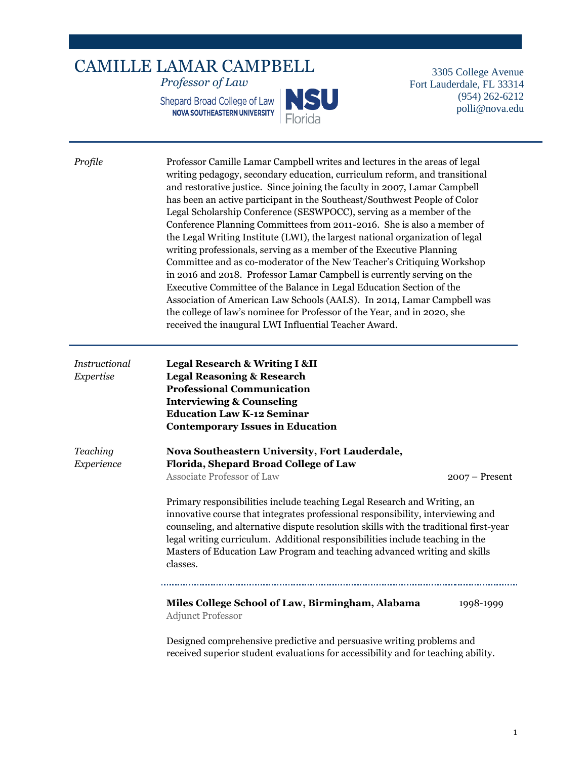# CAMILLE LAMAR CAMPBELL

*Professor of Law*

Shepard Broad College of Law
NOVA SOUTHEASTERN UNIVERSITY
NSU Florida

3305 College Avenue
Fort Lauderdale, FL 33314
(954) 262-6212
polli@nova.edu

---

*Profile*

Professor Camille Lamar Campbell writes and lectures in the areas of legal writing pedagogy, secondary education, curriculum reform, and transitional and restorative justice. Since joining the faculty in 2007, Lamar Campbell has been an active participant in the Southeast/Southwest People of Color Legal Scholarship Conference (SESWPOCC), serving as a member of the Conference Planning Committees from 2011-2016. She is also a member of the Legal Writing Institute (LWI), the largest national organization of legal writing professionals, serving as a member of the Executive Planning Committee and as co-moderator of the New Teacher's Critiquing Workshop in 2016 and 2018. Professor Lamar Campbell is currently serving on the Executive Committee of the Balance in Legal Education Section of the Association of American Law Schools (AALS). In 2014, Lamar Campbell was the college of law's nominee for Professor of the Year, and in 2020, she received the inaugural LWI Influential Teacher Award.

---

*Instructional Expertise*

**Legal Research & Writing I &II**
**Legal Reasoning & Research**
**Professional Communication**
**Interviewing & Counseling**
**Education Law K-12 Seminar**
**Contemporary Issues in Education**

*Teaching Experience*

**Nova Southeastern University, Fort Lauderdale, Florida, Shepard Broad College of Law**
Associate Professor of Law — 2007 – Present

Primary responsibilities include teaching Legal Research and Writing, an innovative course that integrates professional responsibility, interviewing and counseling, and alternative dispute resolution skills with the traditional first-year legal writing curriculum. Additional responsibilities include teaching in the Masters of Education Law Program and teaching advanced writing and skills classes.

**Miles College School of Law, Birmingham, Alabama** — 1998-1999
Adjunct Professor

Designed comprehensive predictive and persuasive writing problems and received superior student evaluations for accessibility and for teaching ability.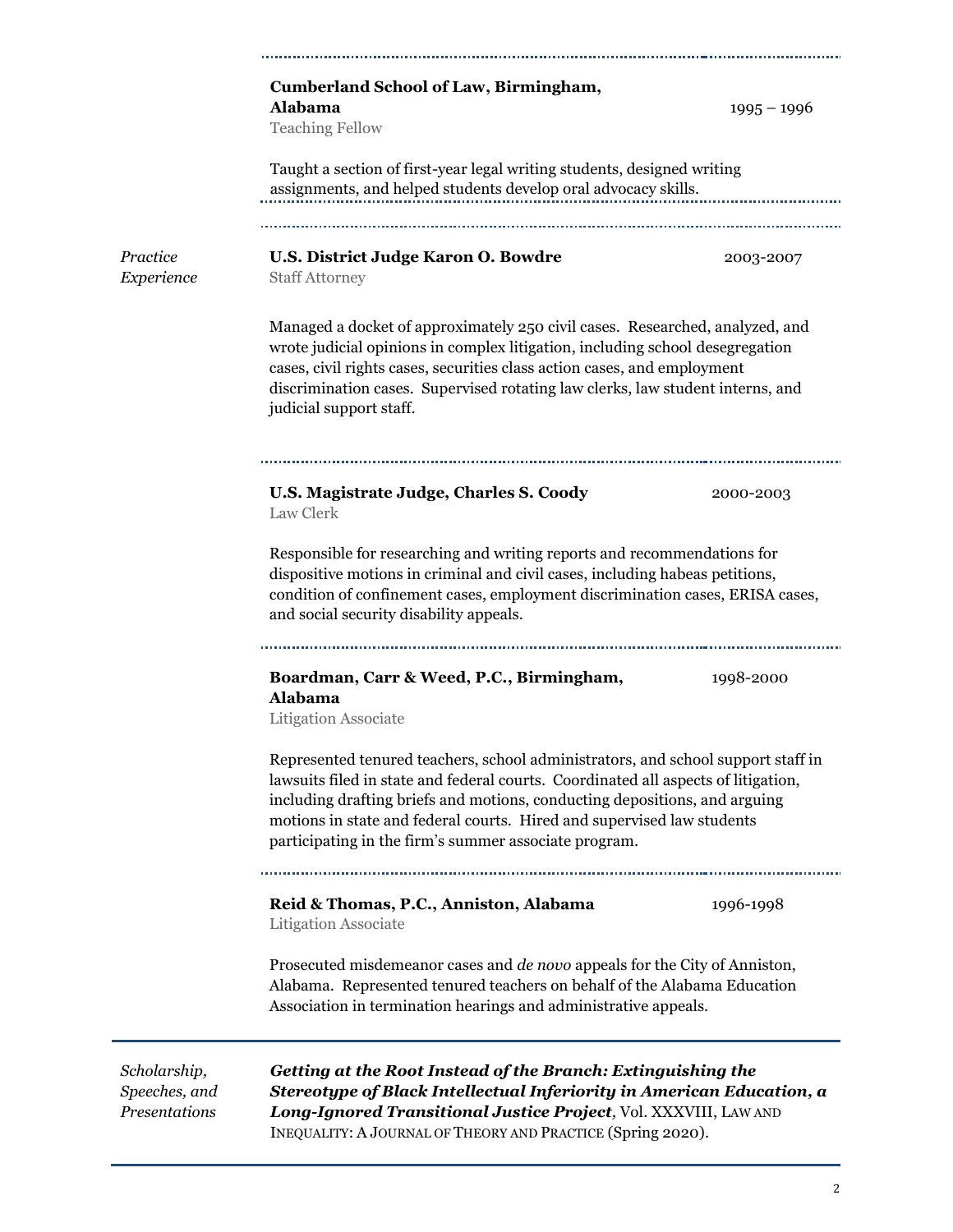**Cumberland School of Law, Birmingham, Alabama** 1995 – 1996
Teaching Fellow

Taught a section of first-year legal writing students, designed writing assignments, and helped students develop oral advocacy skills.

---

*Practice Experience*

**U.S. District Judge Karon O. Bowdre** 2003-2007
Staff Attorney

Managed a docket of approximately 250 civil cases. Researched, analyzed, and wrote judicial opinions in complex litigation, including school desegregation cases, civil rights cases, securities class action cases, and employment discrimination cases. Supervised rotating law clerks, law student interns, and judicial support staff.

**U.S. Magistrate Judge, Charles S. Coody** 2000-2003
Law Clerk

Responsible for researching and writing reports and recommendations for dispositive motions in criminal and civil cases, including habeas petitions, condition of confinement cases, employment discrimination cases, ERISA cases, and social security disability appeals.

**Boardman, Carr & Weed, P.C., Birmingham, Alabama** 1998-2000
Litigation Associate

Represented tenured teachers, school administrators, and school support staff in lawsuits filed in state and federal courts. Coordinated all aspects of litigation, including drafting briefs and motions, conducting depositions, and arguing motions in state and federal courts. Hired and supervised law students participating in the firm's summer associate program.

**Reid & Thomas, P.C., Anniston, Alabama** 1996-1998
Litigation Associate

Prosecuted misdemeanor cases and *de novo* appeals for the City of Anniston, Alabama. Represented tenured teachers on behalf of the Alabama Education Association in termination hearings and administrative appeals.

---

*Scholarship, Speeches, and Presentations*

***Getting at the Root Instead of the Branch: Extinguishing the Stereotype of Black Intellectual Inferiority in American Education, a Long-Ignored Transitional Justice Project***, Vol. XXXVIII, LAW AND INEQUALITY: A JOURNAL OF THEORY AND PRACTICE (Spring 2020).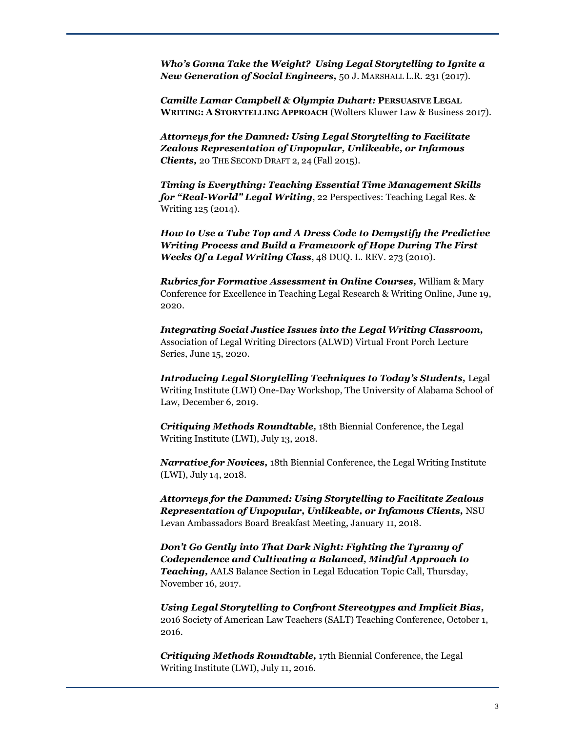***Who's Gonna Take the Weight? Using Legal Storytelling to Ignite a New Generation of Social Engineers,*** 50 J. MARSHALL L.R. 231 (2017).

***Camille Lamar Campbell & Olympia Duhart:*** **PERSUASIVE LEGAL WRITING: A STORYTELLING APPROACH** (Wolters Kluwer Law & Business 2017).

***Attorneys for the Damned: Using Legal Storytelling to Facilitate Zealous Representation of Unpopular, Unlikeable, or Infamous Clients,*** 20 THE SECOND DRAFT 2, 24 (Fall 2015).

***Timing is Everything: Teaching Essential Time Management Skills for "Real-World" Legal Writing***, 22 Perspectives: Teaching Legal Res. & Writing 125 (2014).

***How to Use a Tube Top and A Dress Code to Demystify the Predictive Writing Process and Build a Framework of Hope During The First Weeks Of a Legal Writing Class***, 48 DUQ. L. REV. 273 (2010).

***Rubrics for Formative Assessment in Online Courses,*** William & Mary Conference for Excellence in Teaching Legal Research & Writing Online, June 19, 2020.

***Integrating Social Justice Issues into the Legal Writing Classroom,*** Association of Legal Writing Directors (ALWD) Virtual Front Porch Lecture Series, June 15, 2020.

***Introducing Legal Storytelling Techniques to Today's Students,*** Legal Writing Institute (LWI) One-Day Workshop, The University of Alabama School of Law, December 6, 2019.

***Critiquing Methods Roundtable,*** 18th Biennial Conference, the Legal Writing Institute (LWI), July 13, 2018.

***Narrative for Novices,*** 18th Biennial Conference, the Legal Writing Institute (LWI), July 14, 2018.

***Attorneys for the Dammed: Using Storytelling to Facilitate Zealous Representation of Unpopular, Unlikeable, or Infamous Clients,*** NSU Levan Ambassadors Board Breakfast Meeting, January 11, 2018.

***Don't Go Gently into That Dark Night: Fighting the Tyranny of Codependence and Cultivating a Balanced, Mindful Approach to Teaching,*** AALS Balance Section in Legal Education Topic Call, Thursday, November 16, 2017.

***Using Legal Storytelling to Confront Stereotypes and Implicit Bias***, 2016 Society of American Law Teachers (SALT) Teaching Conference, October 1, 2016.

***Critiquing Methods Roundtable,*** 17th Biennial Conference, the Legal Writing Institute (LWI), July 11, 2016.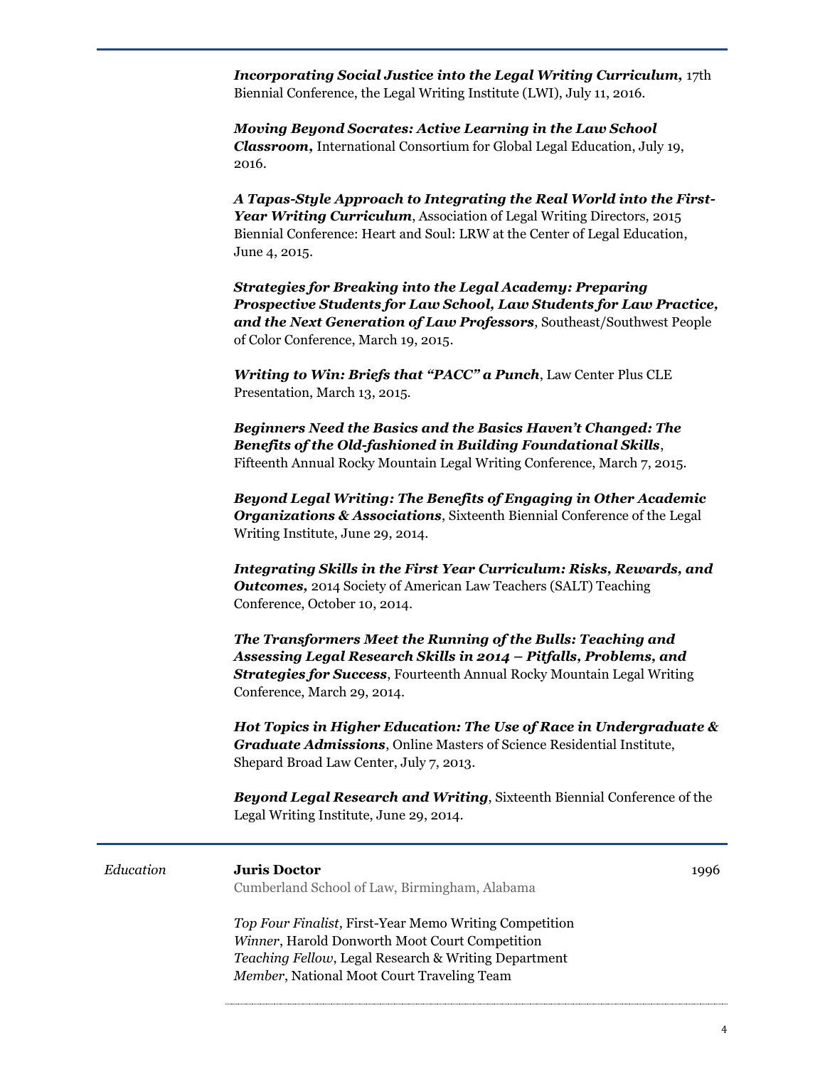***Incorporating Social Justice into the Legal Writing Curriculum,*** 17th Biennial Conference, the Legal Writing Institute (LWI), July 11, 2016.

***Moving Beyond Socrates: Active Learning in the Law School Classroom,*** International Consortium for Global Legal Education, July 19, 2016.

***A Tapas-Style Approach to Integrating the Real World into the First-Year Writing Curriculum***, Association of Legal Writing Directors, 2015 Biennial Conference: Heart and Soul: LRW at the Center of Legal Education, June 4, 2015.

***Strategies for Breaking into the Legal Academy: Preparing Prospective Students for Law School, Law Students for Law Practice, and the Next Generation of Law Professors***, Southeast/Southwest People of Color Conference, March 19, 2015.

***Writing to Win: Briefs that "PACC" a Punch***, Law Center Plus CLE Presentation, March 13, 2015.

***Beginners Need the Basics and the Basics Haven't Changed: The Benefits of the Old-fashioned in Building Foundational Skills***, Fifteenth Annual Rocky Mountain Legal Writing Conference, March 7, 2015.

***Beyond Legal Writing: The Benefits of Engaging in Other Academic Organizations & Associations***, Sixteenth Biennial Conference of the Legal Writing Institute, June 29, 2014.

***Integrating Skills in the First Year Curriculum: Risks, Rewards, and Outcomes,*** 2014 Society of American Law Teachers (SALT) Teaching Conference, October 10, 2014.

***The Transformers Meet the Running of the Bulls: Teaching and Assessing Legal Research Skills in 2014 – Pitfalls, Problems, and Strategies for Success***, Fourteenth Annual Rocky Mountain Legal Writing Conference, March 29, 2014.

***Hot Topics in Higher Education: The Use of Race in Undergraduate & Graduate Admissions***, Online Masters of Science Residential Institute, Shepard Broad Law Center, July 7, 2013.

***Beyond Legal Research and Writing***, Sixteenth Biennial Conference of the Legal Writing Institute, June 29, 2014.

---

*Education*

**Juris Doctor** — 1996

Cumberland School of Law, Birmingham, Alabama

*Top Four Finalist*, First-Year Memo Writing Competition
*Winner*, Harold Donworth Moot Court Competition
*Teaching Fellow*, Legal Research & Writing Department
*Member*, National Moot Court Traveling Team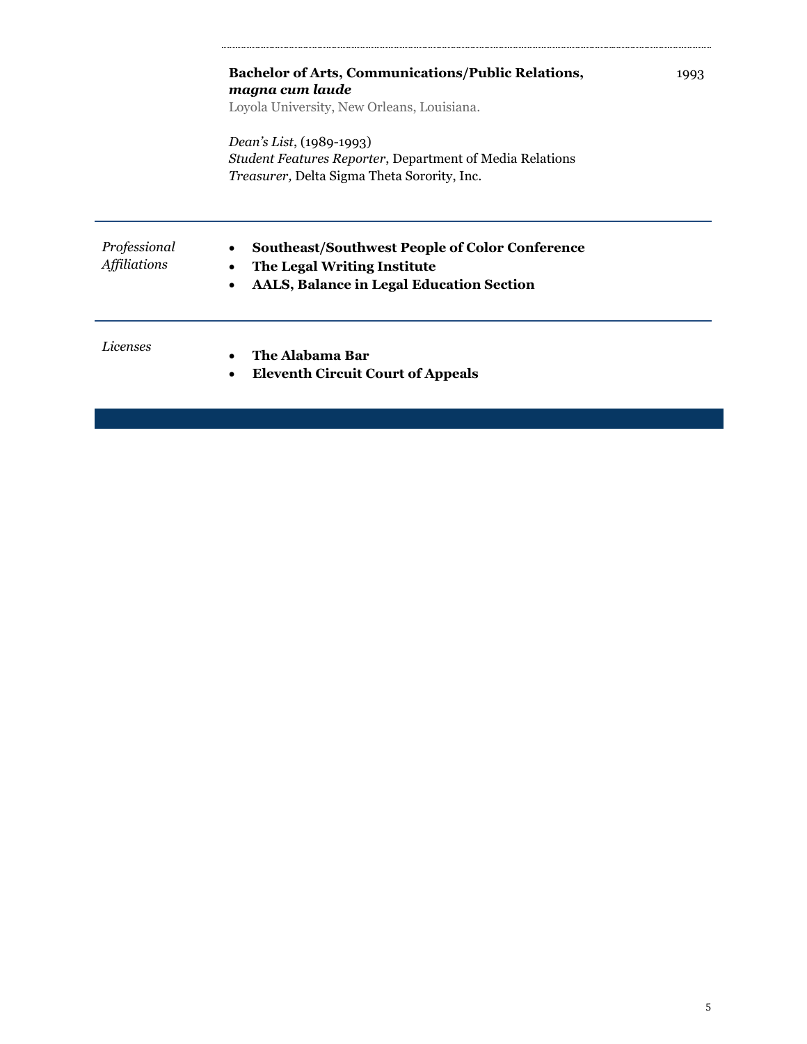**Bachelor of Arts, Communications/Public Relations, *magna cum laude*** 1993

Loyola University, New Orleans, Louisiana.

*Dean's List*, (1989-1993)
*Student Features Reporter*, Department of Media Relations
*Treasurer,* Delta Sigma Theta Sorority, Inc.

*Professional Affiliations*

- **Southeast/Southwest People of Color Conference**
- **The Legal Writing Institute**
- **AALS, Balance in Legal Education Section**

*Licenses*

- **The Alabama Bar**
- **Eleventh Circuit Court of Appeals**